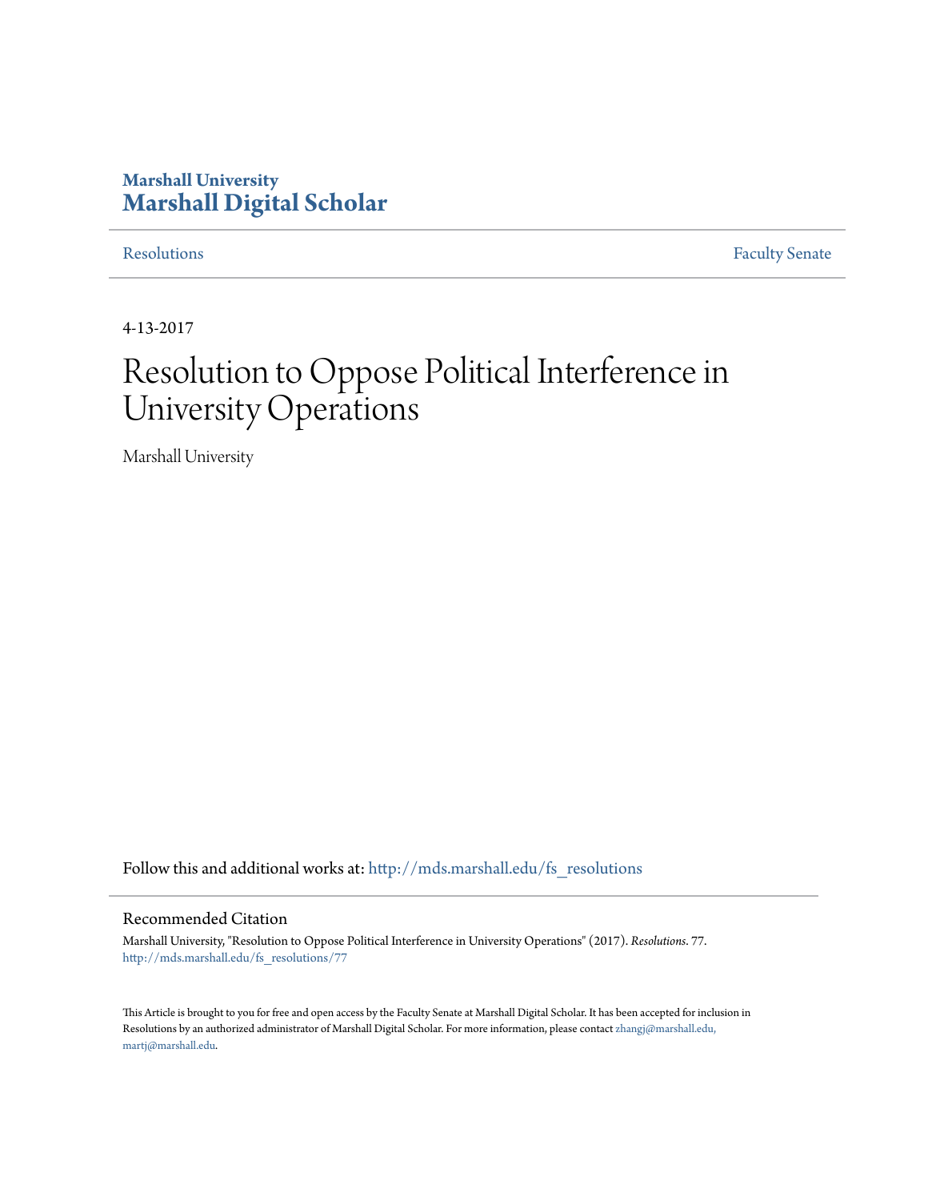Marshall University
**Marshall Digital Scholar**

Resolutions | Faculty Senate

4-13-2017

# Resolution to Oppose Political Interference in University Operations

Marshall University

Follow this and additional works at: http://mds.marshall.edu/fs_resolutions

## Recommended Citation

Marshall University, "Resolution to Oppose Political Interference in University Operations" (2017). *Resolutions*. 77.
http://mds.marshall.edu/fs_resolutions/77

This Article is brought to you for free and open access by the Faculty Senate at Marshall Digital Scholar. It has been accepted for inclusion in Resolutions by an authorized administrator of Marshall Digital Scholar. For more information, please contact zhangj@marshall.edu, martj@marshall.edu.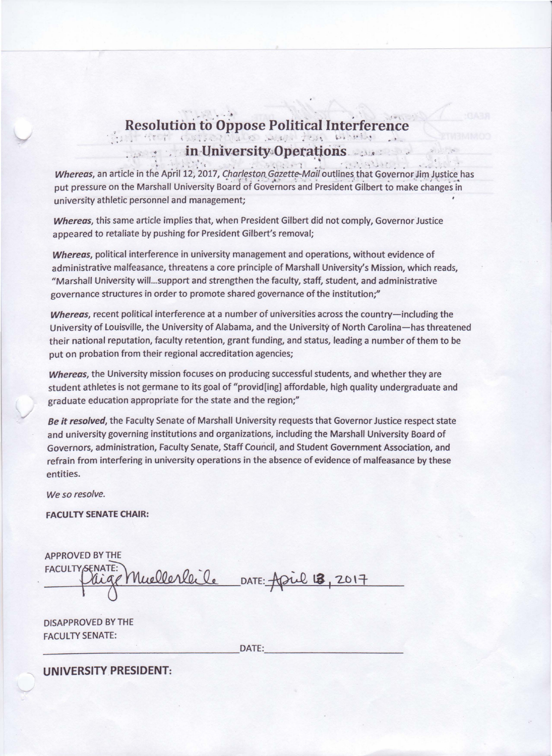# Resolution to Oppose Political Interference in University Operations

*Whereas*, an article in the April 12, 2017, *Charleston Gazette-Mail* outlines that Governor Jim Justice has put pressure on the Marshall University Board of Governors and President Gilbert to make changes in university athletic personnel and management;

*Whereas*, this same article implies that, when President Gilbert did not comply, Governor Justice appeared to retaliate by pushing for President Gilbert's removal;

*Whereas*, political interference in university management and operations, without evidence of administrative malfeasance, threatens a core principle of Marshall University's Mission, which reads, "Marshall University will…support and strengthen the faculty, staff, student, and administrative governance structures in order to promote shared governance of the institution;"

*Whereas*, recent political interference at a number of universities across the country—including the University of Louisville, the University of Alabama, and the University of North Carolina—has threatened their national reputation, faculty retention, grant funding, and status, leading a number of them to be put on probation from their regional accreditation agencies;

*Whereas*, the University mission focuses on producing successful students, and whether they are student athletes is not germane to its goal of "provid[ing] affordable, high quality undergraduate and graduate education appropriate for the state and the region;"

***Be it resolved***, the Faculty Senate of Marshall University requests that Governor Justice respect state and university governing institutions and organizations, including the Marshall University Board of Governors, administration, Faculty Senate, Staff Council, and Student Government Association, and refrain from interfering in university operations in the absence of evidence of malfeasance by these entities.

*We so resolve.*

**FACULTY SENATE CHAIR:**

APPROVED BY THE FACULTY SENATE: Paige Muellerleile DATE: April 13, 2017

DISAPPROVED BY THE FACULTY SENATE: \_\_\_\_\_\_\_\_\_\_\_\_ DATE: \_\_\_\_\_\_\_\_\_\_\_\_

**UNIVERSITY PRESIDENT:**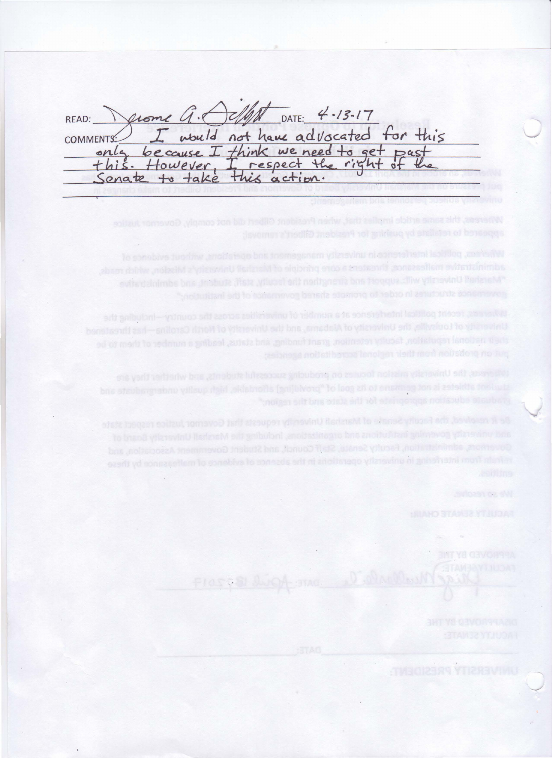READ: Jerome A. Gilbert DATE: 4-13-17

COMMENTS: I would not have advocated for this only because I think we need to get past this. However, I respect the right of the Senate to take this action.